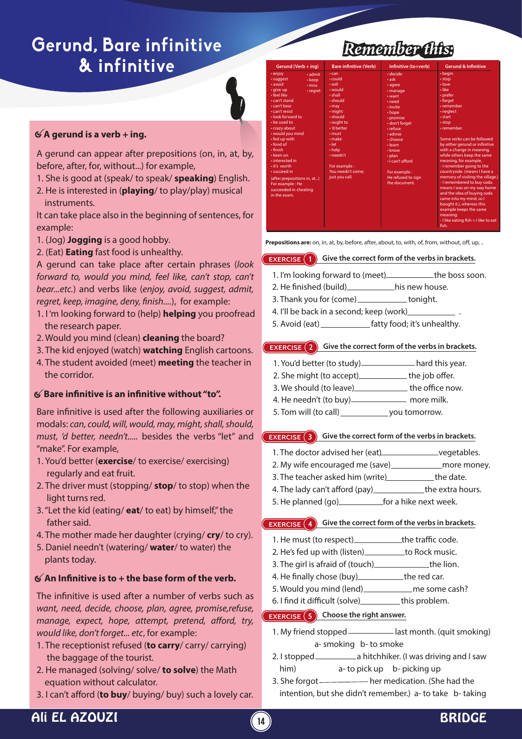# Gerund, Bare infinitive & infinitive

### A gerund is a verb + ing.

A gerund can appear after prepositions (on, in, at, by, before, after, for, without...) for example,

1. She is good at (speak/ to speak/ **speaking**) English.
2. He is interested in (**playing**/ to play/play) musical instruments.

It can take place also in the beginning of sentences, for example:

1. (Jog) **Jogging** is a good hobby.
2. (Eat) **Eating** fast food is unhealthy.

A gerund can take place after certain phrases (*look forward to, would you mind, feel like, can't stop, can't bear...etc.*) and verbs like (*enjoy, avoid, suggest, admit, regret, keep, imagine, deny, finish....*), for example:

1. I 'm looking forward to (help) **helping** you proofread the research paper.
2. Would you mind (clean) **cleaning** the board?
3. The kid enjoyed (watch) **watching** English cartoons.
4. The student avoided (meet) **meeting** the teacher in the corridor.

### Bare infinitive is an infinitive without "to".

Bare infinitive is used after the following auxiliaries or modals: *can, could, will, would, may, might, shall, should, must, 'd better, needn't.....* besides the verbs "let" and "make". For example,

1. You'd better (**exercise**/ to exercise/ exercising) regularly and eat fruit.
2. The driver must (stopping/ **stop**/ to stop) when the light turns red.
3. "Let the kid (eating/ **eat**/ to eat) by himself," the father said.
4. The mother made her daughter (crying/ **cry**/ to cry).
5. Daniel needn't (watering/ **water**/ to water) the plants today.

### An Infinitive is to + the base form of the verb.

The infinitive is used after a number of verbs such as *want, need, decide, choose, plan, agree, promise,refuse, manage, expect, hope, attempt, pretend, afford, try, would like, don't forget... etc*, for example:

1. The receptionist refused (**to carry**/ carry/ carrying) the baggage of the tourist.
2. He managed (solving/ solve/ **to solve**) the Math equation without calculator.
3. I can't afford (**to buy**/ buying/ buy) such a lovely car.

## Remember this:

| Gerund (Verb + ing) | Bare infinitive (Verb) | Infinitive (to+verb) | Gerund & Infinitive |
|---|---|---|---|
| • enjoy • suggest • avoid • give up • feel like • can't stand • can't bear • can't resist • look forward to • be used to • crazy about • would you mind • fed up with • fond of • finish • keen on • interested in • it's worth • succeed in • admit • keep • miss • regret<br>(after prepositions in, at...)<br>For example : He succeeded in cheating in the exam. | • can • could • will • would • shall • should • may • might • should • ought to • 'd better • must • make • let • help • needn't<br>For example : You needn't come; just you call. | • decide • ask • agree • manage • want • need • invite • hope • promise • don't forget • refuse • advise • choose • learn • know • plan • I can't afford<br>For example : He refused to sign the document. | • begin • stop • love • like • prefer • forget • remember • neglect • start • stop • remember<br>Some verbs can be followed by either gerund or infinitive with a change in meaning, while others keep the same meaning, for example,<br>- I remember going to the countryside. (means I have a memory of visiting the village.)<br>- I remembered to buy soda. means I was on my way home and the idea of buying soda came into my mind, so I bought it.), whereas this example keeps the same meaning:<br>- I like eating fish = I like to eat fish. |

**Prepositions are:** on, in, at, by, before, after, about, to, with, of, from, without, off, up, ..

**EXERCISE 1** Give the correct form of the verbs in brackets.

1. I'm looking forward to (meet)\_\_\_\_\_\_\_\_\_\_the boss soon.
2. He finished (build)\_\_\_\_\_\_\_\_\_\_his new house.
3. Thank you for (come) \_\_\_\_\_\_\_\_\_\_ tonight.
4. I'll be back in a second; keep (work)\_\_\_\_\_\_\_\_\_\_ .
5. Avoid (eat) \_\_\_\_\_\_\_\_\_\_ fatty food; it's unhealthy.

**EXERCISE 2** Give the correct form of the verbs in brackets.

1. You'd better (to study)\_\_\_\_\_\_\_\_\_\_ hard this year.
2. She might (to accept)\_\_\_\_\_\_\_\_\_\_ the job offer.
3. We should (to leave)\_\_\_\_\_\_\_\_\_\_ the office now.
4. He needn't (to buy)\_\_\_\_\_\_\_\_\_\_ more milk.
5. Tom will (to call) \_\_\_\_\_\_\_\_\_\_ you tomorrow.

**EXERCISE 3** Give the correct form of the verbs in brackets.

1. The doctor advised her (eat)\_\_\_\_\_\_\_\_\_\_vegetables.
2. My wife encouraged me (save)\_\_\_\_\_\_\_\_\_\_more money.
3. The teacher asked him (write)\_\_\_\_\_\_\_\_\_\_the date.
4. The lady can't afford (pay)\_\_\_\_\_\_\_\_\_\_the extra hours.
5. He planned (go)\_\_\_\_\_\_\_\_\_\_for a hike next week.

**EXERCISE 4** Give the correct form of the verbs in brackets.

1. He must (to respect)\_\_\_\_\_\_\_\_\_\_the traffic code.
2. He's fed up with (listen)\_\_\_\_\_\_\_\_\_\_to Rock music.
3. The girl is afraid of (touch)\_\_\_\_\_\_\_\_\_\_the lion.
4. He finally chose (buy)\_\_\_\_\_\_\_\_\_\_the red car.
5. Would you mind (lend)\_\_\_\_\_\_\_\_\_\_me some cash?
6. I find it difficult (solve)\_\_\_\_\_\_\_\_\_\_this problem.

**EXERCISE 5** Choose the right answer.

1. My friend stopped \_\_\_\_\_\_\_\_\_\_ last month. (quit smoking)
   a- smoking b- to smoke
2. I stopped\_\_\_\_\_\_\_\_\_\_a hitchhiker. (I was driving and I saw him) a- to pick up b- picking up
3. She forgot\_\_\_\_\_\_\_\_\_\_ her medication. (She had the intention, but she didn't remember.) a- to take b- taking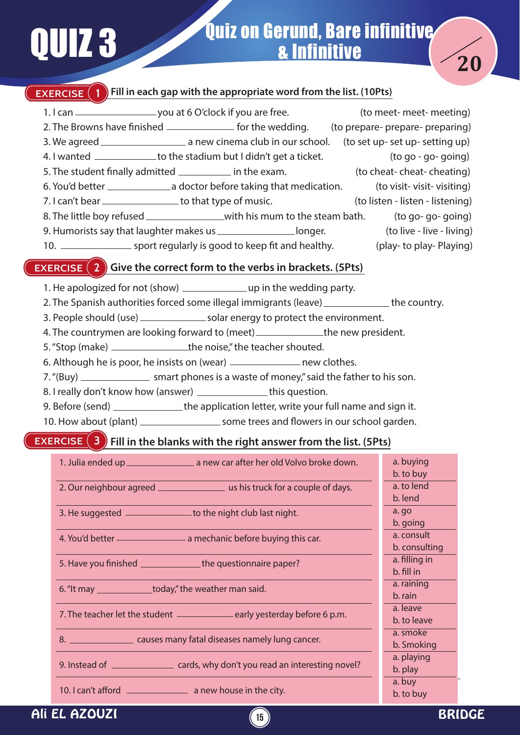# QUIZ 3

## Quiz on Gerund, Bare infinitive & Infinitive

/20

### EXERCISE 1 Fill in each gap with the appropriate word from the list. (10Pts)

1. I can ______________ you at 6 O'clock if you are free. (to meet- meet- meeting)
2. The Browns have finished ______________ for the wedding. (to prepare- prepare- preparing)
3. We agreed ______________ a new cinema club in our school. (to set up- set up- setting up)
4. I wanted ______________ to the stadium but I didn't get a ticket. (to go - go- going)
5. The student finally admitted ______________ in the exam. (to cheat- cheat- cheating)
6. You'd better ______________ a doctor before taking that medication. (to visit- visit- visiting)
7. I can't bear ______________ to that type of music. (to listen - listen - listening)
8. The little boy refused ______________ with his mum to the steam bath. (to go- go- going)
9. Humorists say that laughter makes us ______________ longer. (to live - live - living)
10. ______________ sport regularly is good to keep fit and healthy. (play- to play- Playing)

### EXERCISE 2 Give the correct form to the verbs in brackets. (5Pts)

1. He apologized for not (show) ______________ up in the wedding party.
2. The Spanish authorities forced some illegal immigrants (leave) ______________ the country.
3. People should (use) ______________ solar energy to protect the environment.
4. The countrymen are looking forward to (meet) ______________ the new president.
5. "Stop (make) ______________ the noise," the teacher shouted.
6. Although he is poor, he insists on (wear) ______________ new clothes.
7. "(Buy) ______________ smart phones is a waste of money," said the father to his son.
8. I really don't know how (answer) ______________ this question.
9. Before (send) ______________ the application letter, write your full name and sign it.
10. How about (plant) ______________ some trees and flowers in our school garden.

### EXERCISE 3 Fill in the blanks with the right answer from the list. (5Pts)

| Sentence | Options |
|---|---|
| 1. Julia ended up ______________ a new car after her old Volvo broke down. | a. buying<br>b. to buy |
| 2. Our neighbour agreed ______________ us his truck for a couple of days. | a. to lend<br>b. lend |
| 3. He suggested ______________ to the night club last night. | a. go<br>b. going |
| 4. You'd better ______________ a mechanic before buying this car. | a. consult<br>b. consulting |
| 5. Have you finished ______________ the questionnaire paper? | a. filling in<br>b. fill in |
| 6. "It may ______________ today," the weather man said. | a. raining<br>b. rain |
| 7. The teacher let the student ______________ early yesterday before 6 p.m. | a. leave<br>b. to leave |
| 8. ______________ causes many fatal diseases namely lung cancer. | a. smoke<br>b. Smoking |
| 9. Instead of ______________ cards, why don't you read an interesting novel? | a. playing<br>b. play |
| 10. I can't afford ______________ a new house in the city. | a. buy<br>b. to buy |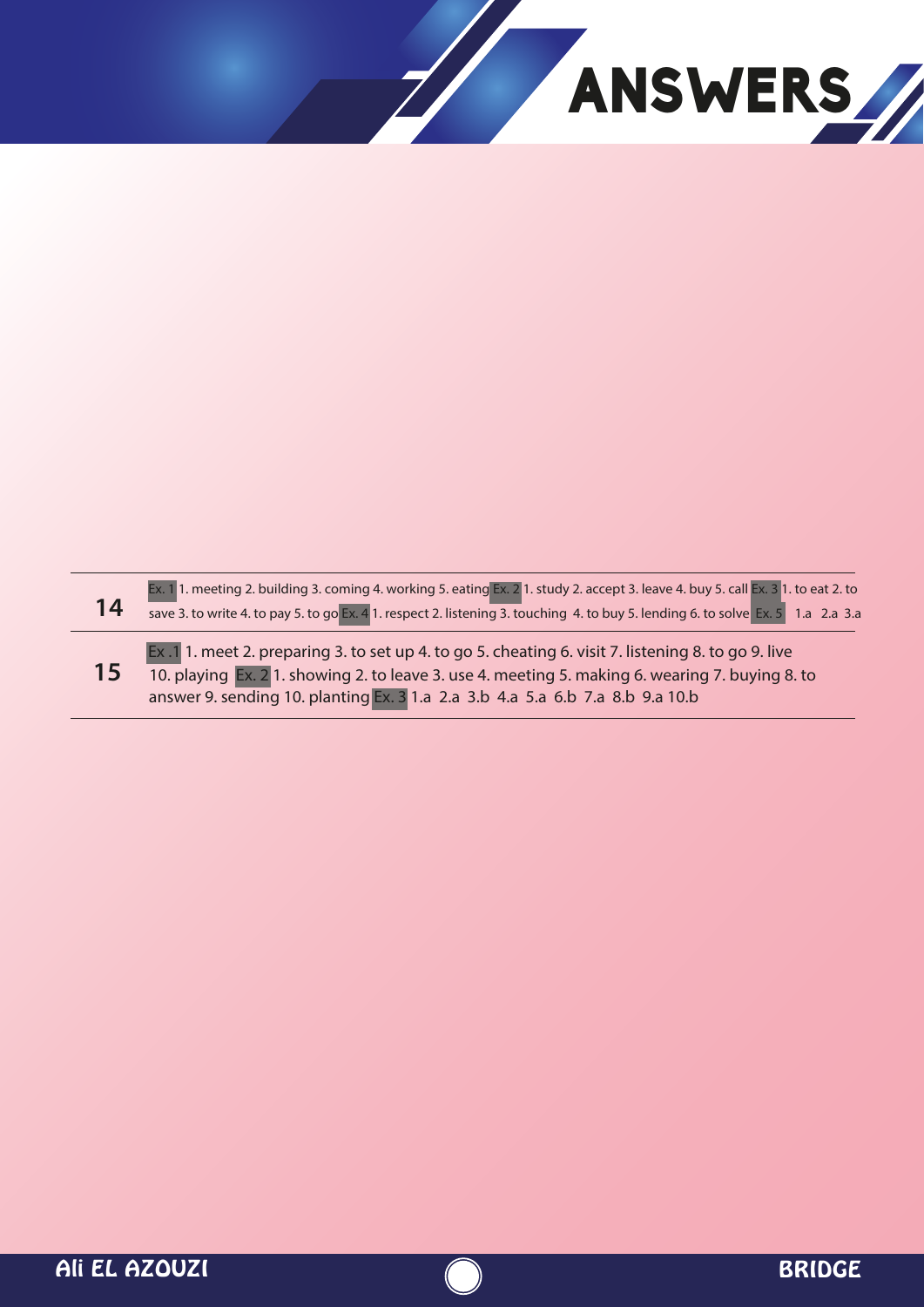# ANSWERS

| | |
|---|---|
| 14 | Ex. 1 1. meeting 2. building 3. coming 4. working 5. eating Ex. 2 1. study 2. accept 3. leave 4. buy 5. call Ex. 3 1. to eat 2. to save 3. to write 4. to pay 5. to go Ex. 4 1. respect 2. listening 3. touching 4. to buy 5. lending 6. to solve Ex. 5 1.a 2.a 3.a |
| 15 | Ex .1 1. meet 2. preparing 3. to set up 4. to go 5. cheating 6. visit 7. listening 8. to go 9. live 10. playing Ex. 2 1. showing 2. to leave 3. use 4. meeting 5. making 6. wearing 7. buying 8. to answer 9. sending 10. planting Ex. 3 1.a 2.a 3.b 4.a 5.a 6.b 7.a 8.b 9.a 10.b |